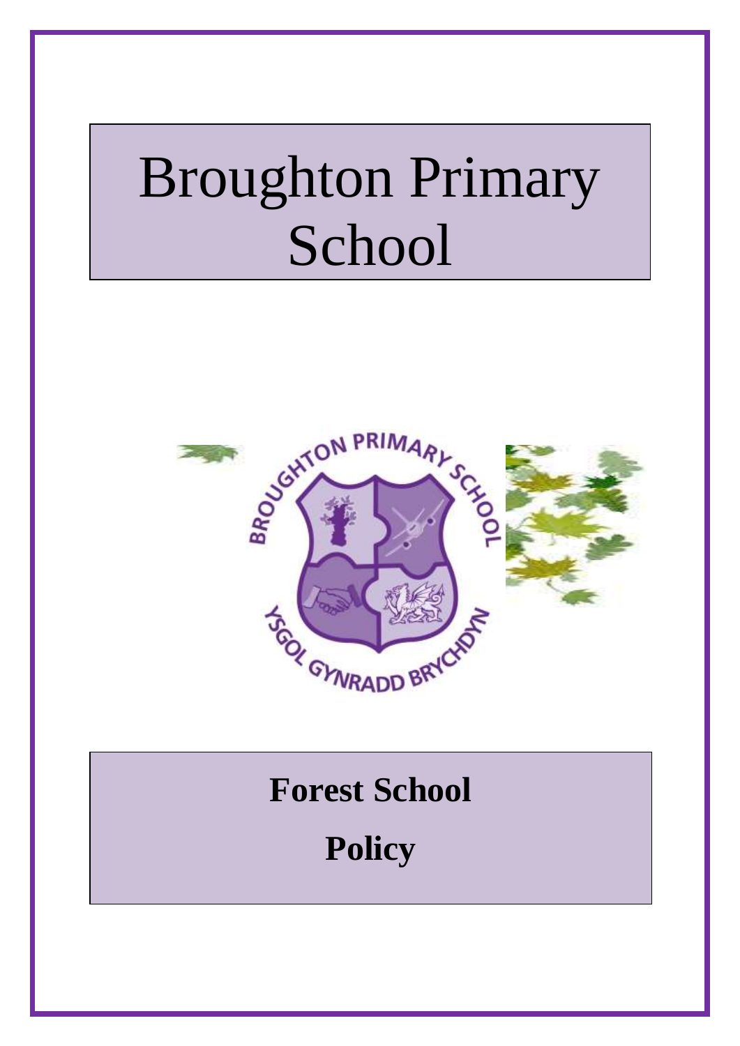# Broughton Primary School

## Forest School

## Policy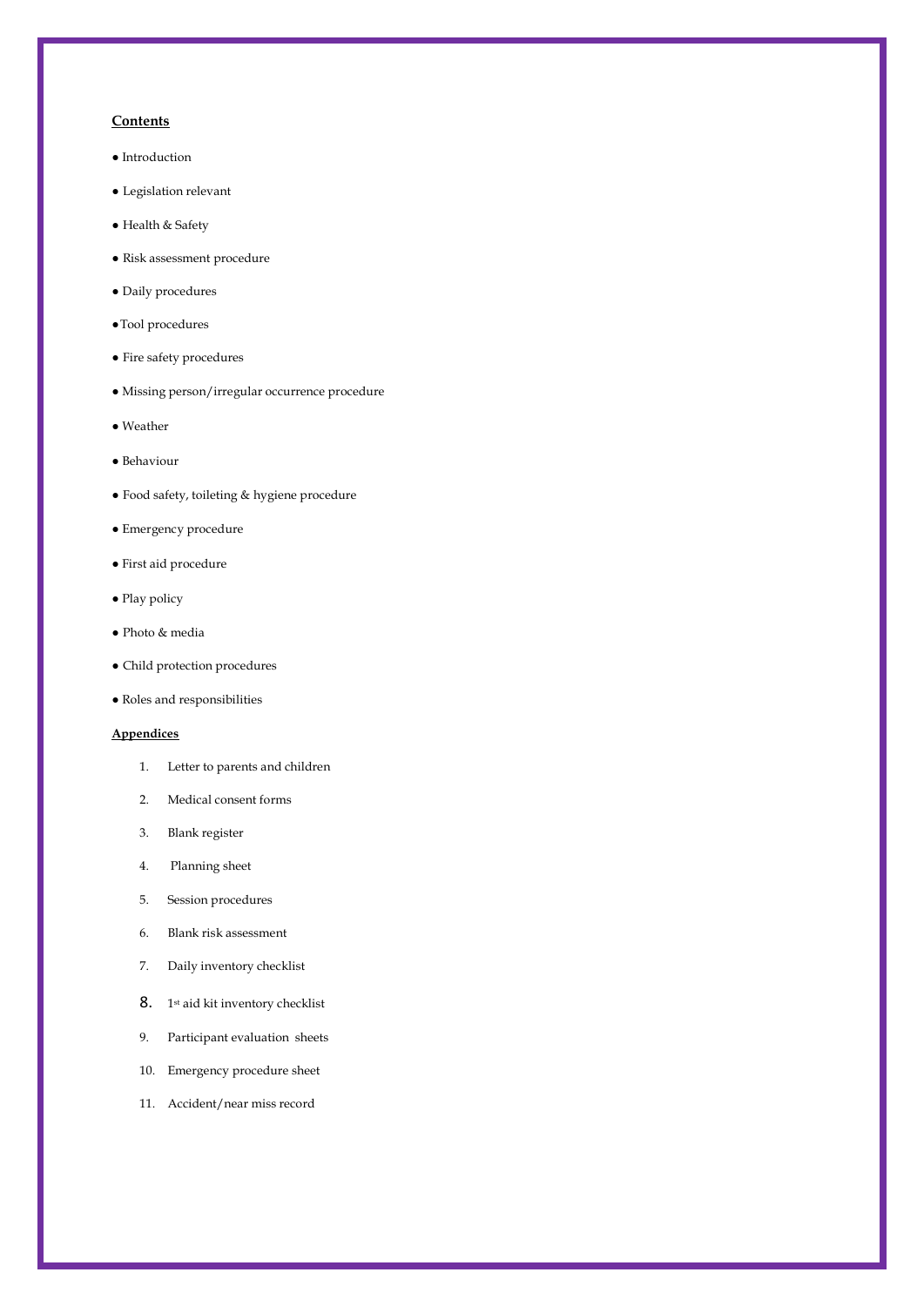**Contents**

- Introduction
- Legislation relevant
- Health & Safety
- Risk assessment procedure
- Daily procedures
- Tool procedures
- Fire safety procedures
- Missing person/irregular occurrence procedure
- Weather
- Behaviour
- Food safety, toileting & hygiene procedure
- Emergency procedure
- First aid procedure
- Play policy
- Photo & media
- Child protection procedures
- Roles and responsibilities

**Appendices**

1. Letter to parents and children
2. Medical consent forms
3. Blank register
4. Planning sheet
5. Session procedures
6. Blank risk assessment
7. Daily inventory checklist
8. 1st aid kit inventory checklist
9. Participant evaluation sheets
10. Emergency procedure sheet
11. Accident/near miss record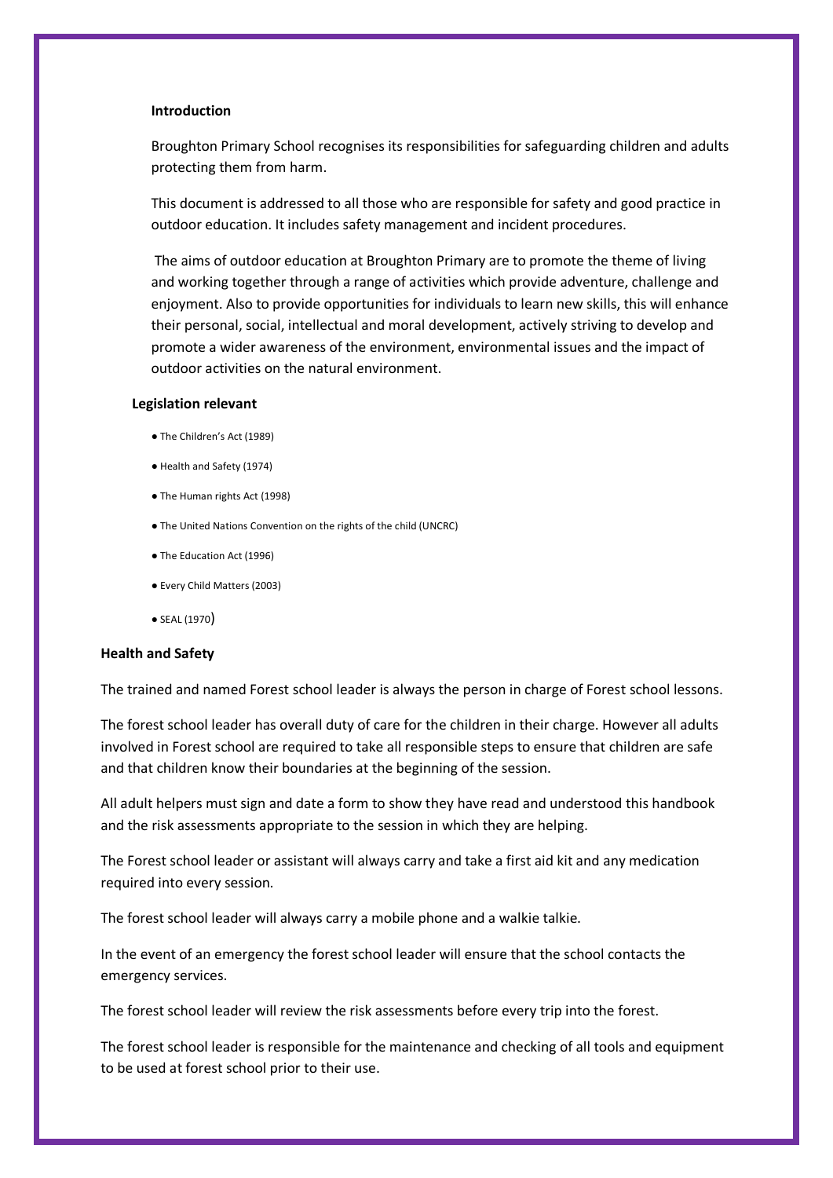## Introduction

Broughton Primary School recognises its responsibilities for safeguarding children and adults protecting them from harm.

This document is addressed to all those who are responsible for safety and good practice in outdoor education. It includes safety management and incident procedures.

The aims of outdoor education at Broughton Primary are to promote the theme of living and working together through a range of activities which provide adventure, challenge and enjoyment. Also to provide opportunities for individuals to learn new skills, this will enhance their personal, social, intellectual and moral development, actively striving to develop and promote a wider awareness of the environment, environmental issues and the impact of outdoor activities on the natural environment.

## Legislation relevant

- The Children's Act (1989)
- Health and Safety (1974)
- The Human rights Act (1998)
- The United Nations Convention on the rights of the child (UNCRC)
- The Education Act (1996)
- Every Child Matters (2003)
- SEAL (1970)

## Health and Safety

The trained and named Forest school leader is always the person in charge of Forest school lessons.

The forest school leader has overall duty of care for the children in their charge. However all adults involved in Forest school are required to take all responsible steps to ensure that children are safe and that children know their boundaries at the beginning of the session.

All adult helpers must sign and date a form to show they have read and understood this handbook and the risk assessments appropriate to the session in which they are helping.

The Forest school leader or assistant will always carry and take a first aid kit and any medication required into every session.

The forest school leader will always carry a mobile phone and a walkie talkie.

In the event of an emergency the forest school leader will ensure that the school contacts the emergency services.

The forest school leader will review the risk assessments before every trip into the forest.

The forest school leader is responsible for the maintenance and checking of all tools and equipment to be used at forest school prior to their use.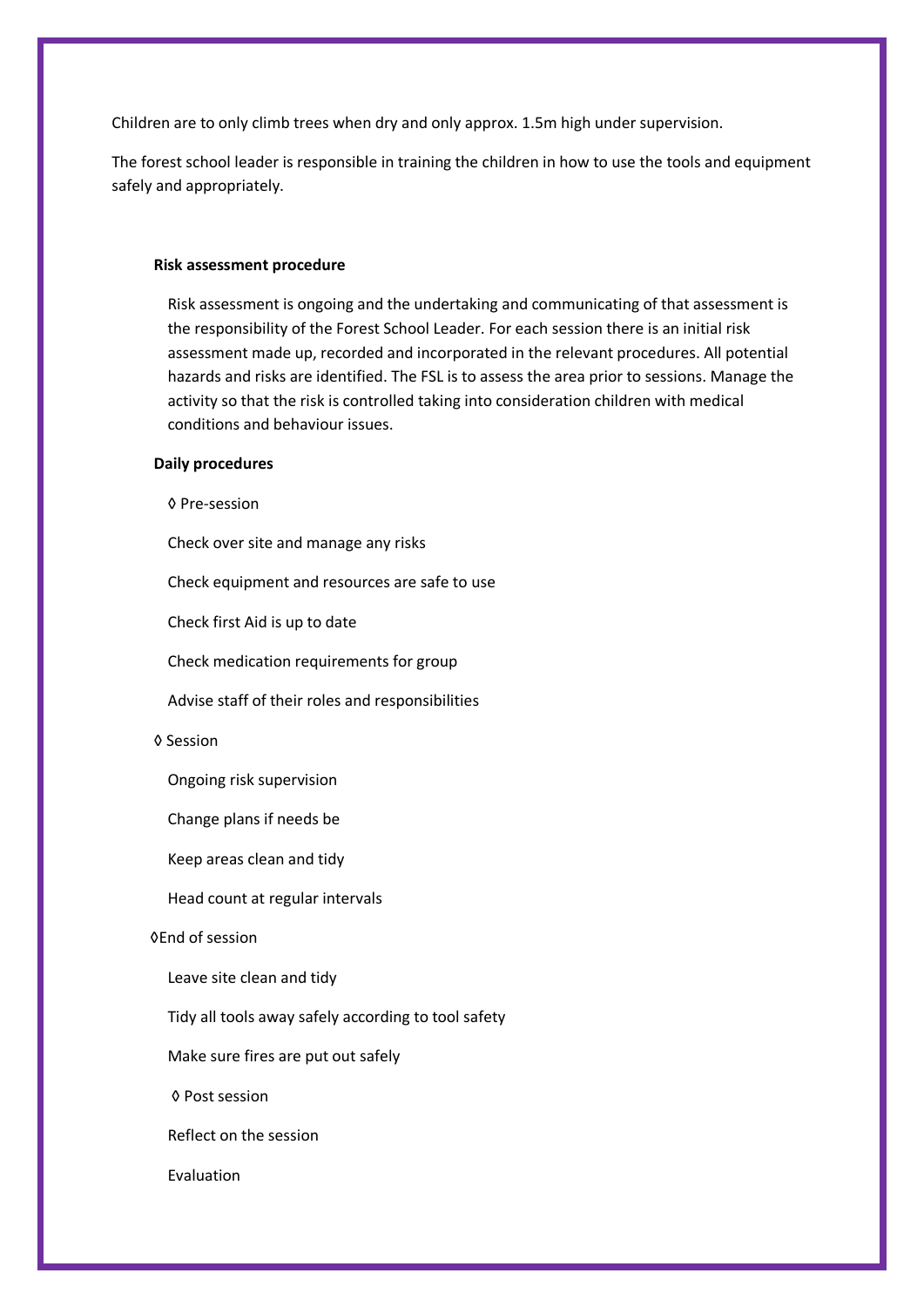Children are to only climb trees when dry and only approx. 1.5m high under supervision.

The forest school leader is responsible in training the children in how to use the tools and equipment safely and appropriately.

**Risk assessment procedure**

Risk assessment is ongoing and the undertaking and communicating of that assessment is the responsibility of the Forest School Leader. For each session there is an initial risk assessment made up, recorded and incorporated in the relevant procedures. All potential hazards and risks are identified. The FSL is to assess the area prior to sessions. Manage the activity so that the risk is controlled taking into consideration children with medical conditions and behaviour issues.

**Daily procedures**

◊ Pre-session

Check over site and manage any risks

Check equipment and resources are safe to use

Check first Aid is up to date

Check medication requirements for group

Advise staff of their roles and responsibilities

◊ Session

Ongoing risk supervision

Change plans if needs be

Keep areas clean and tidy

Head count at regular intervals

◊End of session

Leave site clean and tidy

Tidy all tools away safely according to tool safety

Make sure fires are put out safely

◊ Post session

Reflect on the session

Evaluation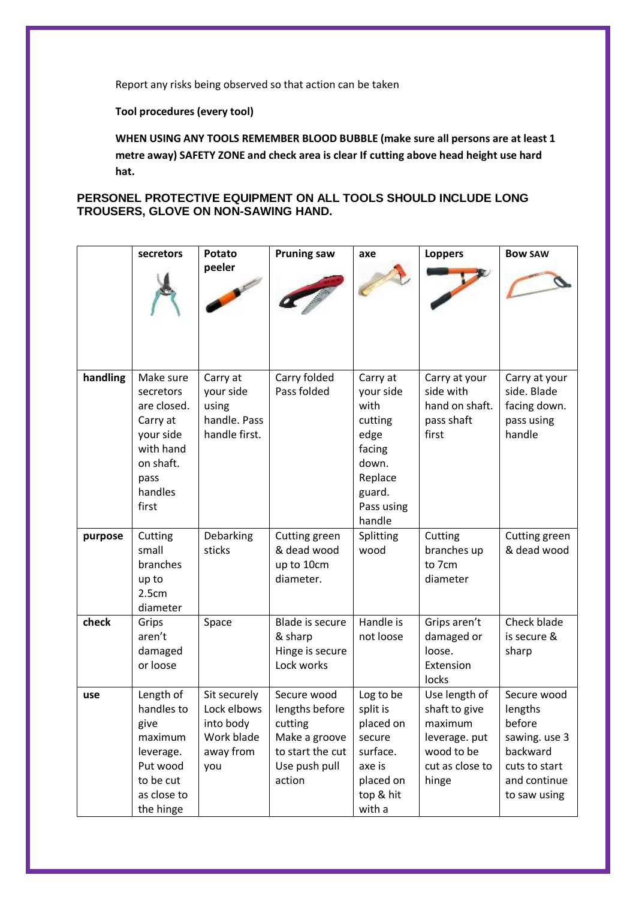Report any risks being observed so that action can be taken

**Tool procedures (every tool)**

**WHEN USING ANY TOOLS REMEMBER BLOOD BUBBLE (make sure all persons are at least 1 metre away) SAFETY ZONE and check area is clear If cutting above head height use hard hat.**

**PERSONEL PROTECTIVE EQUIPMENT ON ALL TOOLS SHOULD INCLUDE LONG TROUSERS, GLOVE ON NON-SAWING HAND.**

| | **secretors** | **Potato peeler** | **Pruning saw** | **axe** | **Loppers** | **Bow SAW** |
|---|---|---|---|---|---|---|
| **handling** | Make sure secretors are closed. Carry at your side with hand on shaft. pass handles first | Carry at your side using handle. Pass handle first. | Carry folded Pass folded | Carry at your side with cutting edge facing down. Replace guard. Pass using handle | Carry at your side with hand on shaft. pass shaft first | Carry at your side. Blade facing down. pass using handle |
| **purpose** | Cutting small branches up to 2.5cm diameter | Debarking sticks | Cutting green & dead wood up to 10cm diameter. | Splitting wood | Cutting branches up to 7cm diameter | Cutting green & dead wood |
| **check** | Grips aren't damaged or loose | Space | Blade is secure & sharp Hinge is secure Lock works | Handle is not loose | Grips aren't damaged or loose. Extension locks | Check blade is secure & sharp |
| **use** | Length of handles to give maximum leverage. Put wood to be cut as close to the hinge | Sit securely Lock elbows into body Work blade away from you | Secure wood lengths before cutting Make a groove to start the cut Use push pull action | Log to be split is placed on secure surface. axe is placed on top & hit with a | Use length of shaft to give maximum leverage. put wood to be cut as close to hinge | Secure wood lengths before sawing. use 3 backward cuts to start and continue to saw using |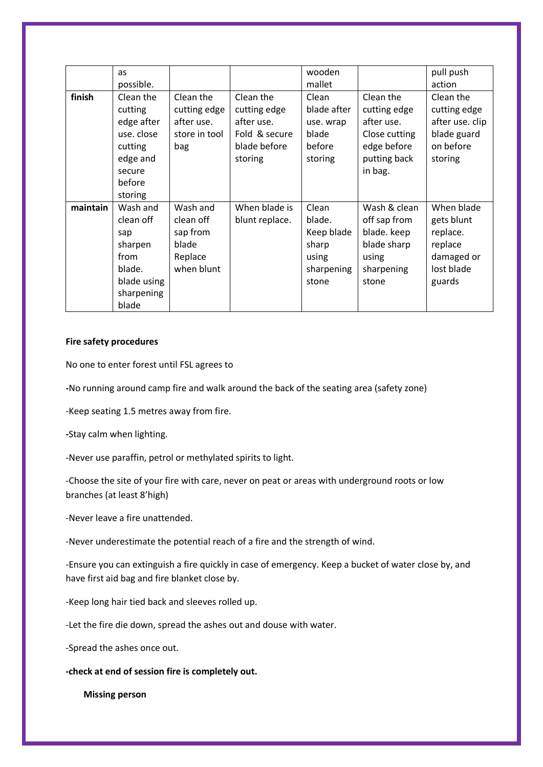|  | as possible. |  |  | wooden mallet |  | pull push action |
|---|---|---|---|---|---|---|
| **finish** | Clean the cutting edge after use. close cutting edge and secure before storing | Clean the cutting edge after use. store in tool bag | Clean the cutting edge after use. Fold & secure blade before storing | Clean blade after use. wrap blade before storing | Clean the cutting edge after use. Close cutting edge before putting back in bag. | Clean the cutting edge after use. clip blade guard on before storing |
| **maintain** | Wash and clean off sap sharpen from blade. blade using sharpening blade | Wash and clean off sap from blade Replace when blunt | When blade is blunt replace. | Clean blade. Keep blade sharp using sharpening stone | Wash & clean off sap from blade. keep blade sharp using sharpening stone | When blade gets blunt replace. replace damaged or lost blade guards |

**Fire safety procedures**

No one to enter forest until FSL agrees to

**-**No running around camp fire and walk around the back of the seating area (safety zone)

-Keep seating 1.5 metres away from fire.

**-**Stay calm when lighting.

-Never use paraffin, petrol or methylated spirits to light.

-Choose the site of your fire with care, never on peat or areas with underground roots or low branches (at least 8'high)

-Never leave a fire unattended.

-Never underestimate the potential reach of a fire and the strength of wind.

-Ensure you can extinguish a fire quickly in case of emergency. Keep a bucket of water close by, and have first aid bag and fire blanket close by.

-Keep long hair tied back and sleeves rolled up.

-Let the fire die down, spread the ashes out and douse with water.

-Spread the ashes once out.

**-check at end of session fire is completely out.**

**Missing person**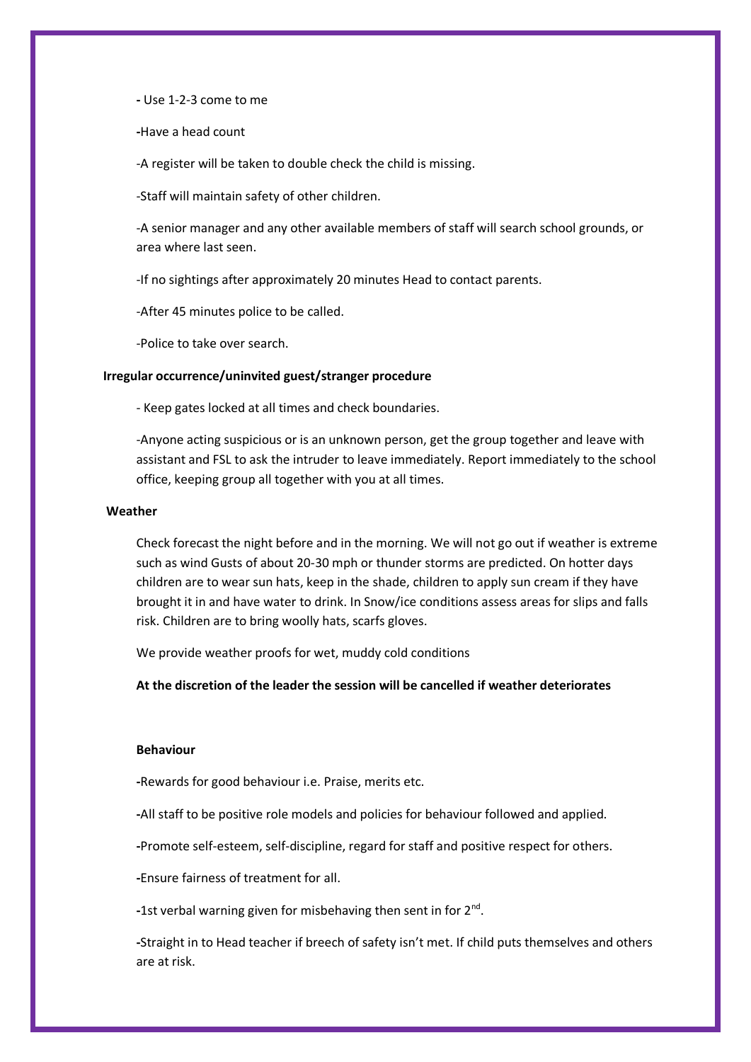- Use 1-2-3 come to me

-Have a head count

-A register will be taken to double check the child is missing.

-Staff will maintain safety of other children.

-A senior manager and any other available members of staff will search school grounds, or area where last seen.

-If no sightings after approximately 20 minutes Head to contact parents.

-After 45 minutes police to be called.

-Police to take over search.

**Irregular occurrence/uninvited guest/stranger procedure**

- Keep gates locked at all times and check boundaries.

-Anyone acting suspicious or is an unknown person, get the group together and leave with assistant and FSL to ask the intruder to leave immediately. Report immediately to the school office, keeping group all together with you at all times.

**Weather**

Check forecast the night before and in the morning. We will not go out if weather is extreme such as wind Gusts of about 20-30 mph or thunder storms are predicted. On hotter days children are to wear sun hats, keep in the shade, children to apply sun cream if they have brought it in and have water to drink. In Snow/ice conditions assess areas for slips and falls risk. Children are to bring woolly hats, scarfs gloves.

We provide weather proofs for wet, muddy cold conditions

**At the discretion of the leader the session will be cancelled if weather deteriorates**

**Behaviour**

-Rewards for good behaviour i.e. Praise, merits etc.

-All staff to be positive role models and policies for behaviour followed and applied.

-Promote self-esteem, self-discipline, regard for staff and positive respect for others.

-Ensure fairness of treatment for all.

-1st verbal warning given for misbehaving then sent in for 2nd.

-Straight in to Head teacher if breech of safety isn't met. If child puts themselves and others are at risk.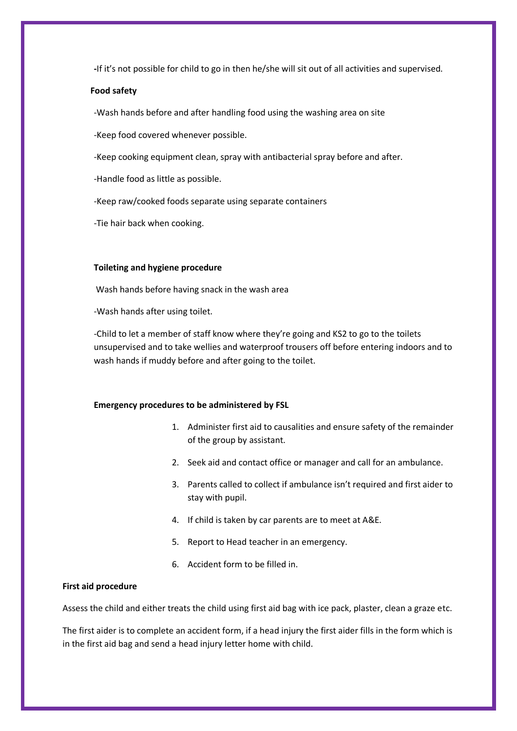-If it's not possible for child to go in then he/she will sit out of all activities and supervised.

**Food safety**

-Wash hands before and after handling food using the washing area on site

-Keep food covered whenever possible.

-Keep cooking equipment clean, spray with antibacterial spray before and after.

-Handle food as little as possible.

-Keep raw/cooked foods separate using separate containers

-Tie hair back when cooking.

**Toileting and hygiene procedure**

Wash hands before having snack in the wash area

-Wash hands after using toilet.

-Child to let a member of staff know where they're going and KS2 to go to the toilets unsupervised and to take wellies and waterproof trousers off before entering indoors and to wash hands if muddy before and after going to the toilet.

**Emergency procedures to be administered by FSL**

1. Administer first aid to causalities and ensure safety of the remainder of the group by assistant.
2. Seek aid and contact office or manager and call for an ambulance.
3. Parents called to collect if ambulance isn't required and first aider to stay with pupil.
4. If child is taken by car parents are to meet at A&E.
5. Report to Head teacher in an emergency.
6. Accident form to be filled in.

**First aid procedure**

Assess the child and either treats the child using first aid bag with ice pack, plaster, clean a graze etc.

The first aider is to complete an accident form, if a head injury the first aider fills in the form which is in the first aid bag and send a head injury letter home with child.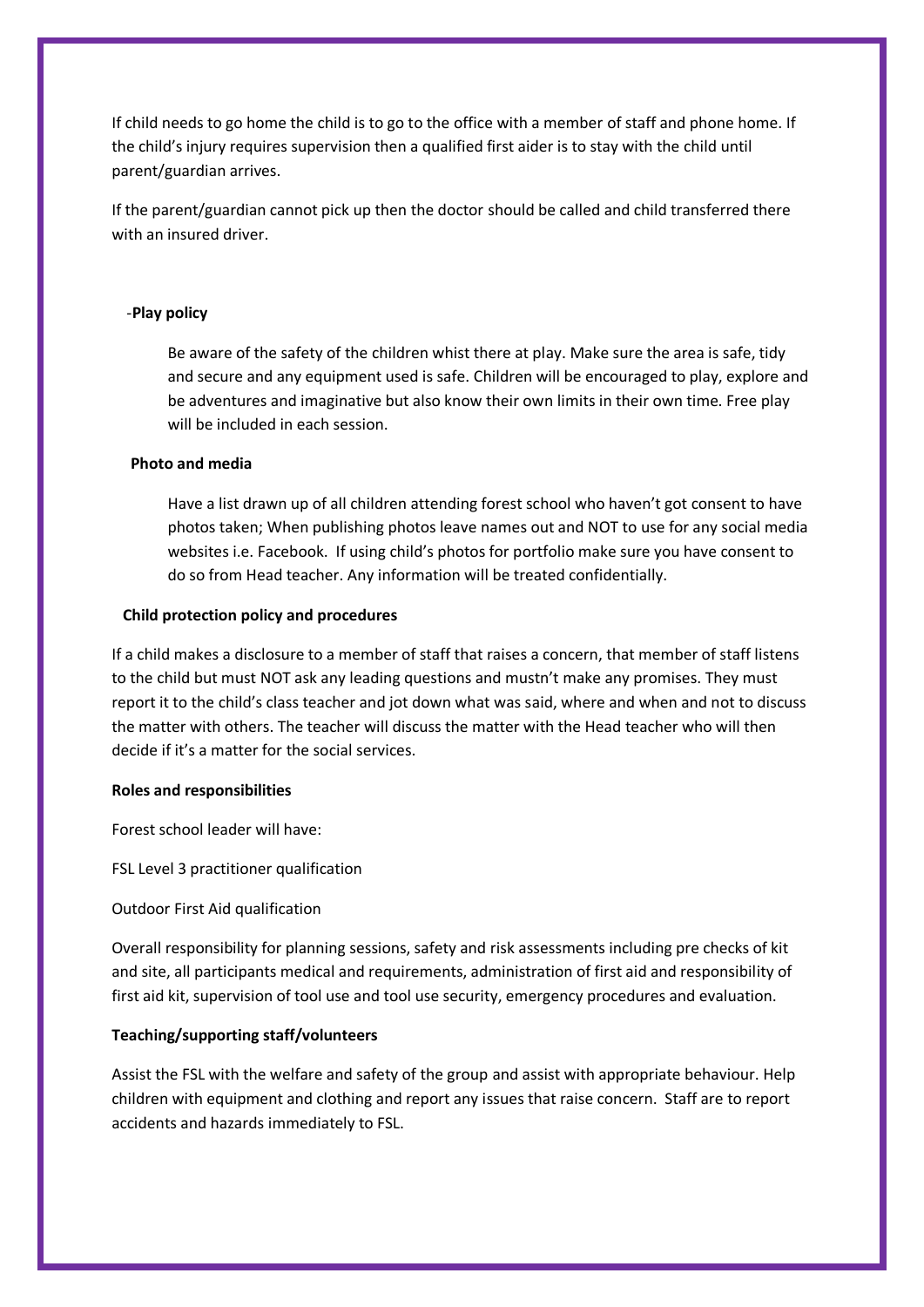If child needs to go home the child is to go to the office with a member of staff and phone home. If the child's injury requires supervision then a qualified first aider is to stay with the child until parent/guardian arrives.

If the parent/guardian cannot pick up then the doctor should be called and child transferred there with an insured driver.

-**Play policy**

Be aware of the safety of the children whist there at play. Make sure the area is safe, tidy and secure and any equipment used is safe. Children will be encouraged to play, explore and be adventures and imaginative but also know their own limits in their own time. Free play will be included in each session.

**Photo and media**

Have a list drawn up of all children attending forest school who haven't got consent to have photos taken; When publishing photos leave names out and NOT to use for any social media websites i.e. Facebook. If using child's photos for portfolio make sure you have consent to do so from Head teacher. Any information will be treated confidentially.

**Child protection policy and procedures**

If a child makes a disclosure to a member of staff that raises a concern, that member of staff listens to the child but must NOT ask any leading questions and mustn't make any promises. They must report it to the child's class teacher and jot down what was said, where and when and not to discuss the matter with others. The teacher will discuss the matter with the Head teacher who will then decide if it's a matter for the social services.

**Roles and responsibilities**

Forest school leader will have:

FSL Level 3 practitioner qualification

Outdoor First Aid qualification

Overall responsibility for planning sessions, safety and risk assessments including pre checks of kit and site, all participants medical and requirements, administration of first aid and responsibility of first aid kit, supervision of tool use and tool use security, emergency procedures and evaluation.

**Teaching/supporting staff/volunteers**

Assist the FSL with the welfare and safety of the group and assist with appropriate behaviour. Help children with equipment and clothing and report any issues that raise concern. Staff are to report accidents and hazards immediately to FSL.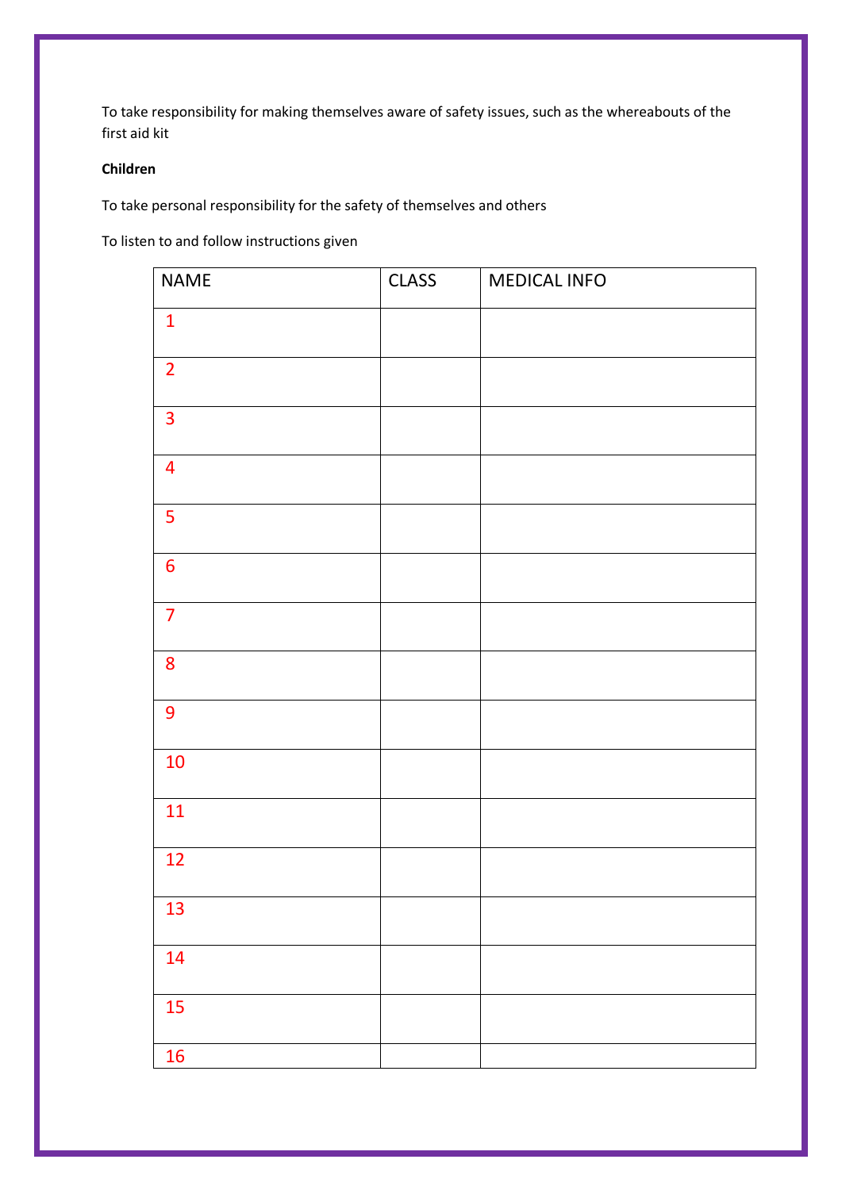To take responsibility for making themselves aware of safety issues, such as the whereabouts of the first aid kit

**Children**

To take personal responsibility for the safety of themselves and others

To listen to and follow instructions given

| NAME | CLASS | MEDICAL INFO |
|---|---|---|
| 1 | | |
| 2 | | |
| 3 | | |
| 4 | | |
| 5 | | |
| 6 | | |
| 7 | | |
| 8 | | |
| 9 | | |
| 10 | | |
| 11 | | |
| 12 | | |
| 13 | | |
| 14 | | |
| 15 | | |
| 16 | | |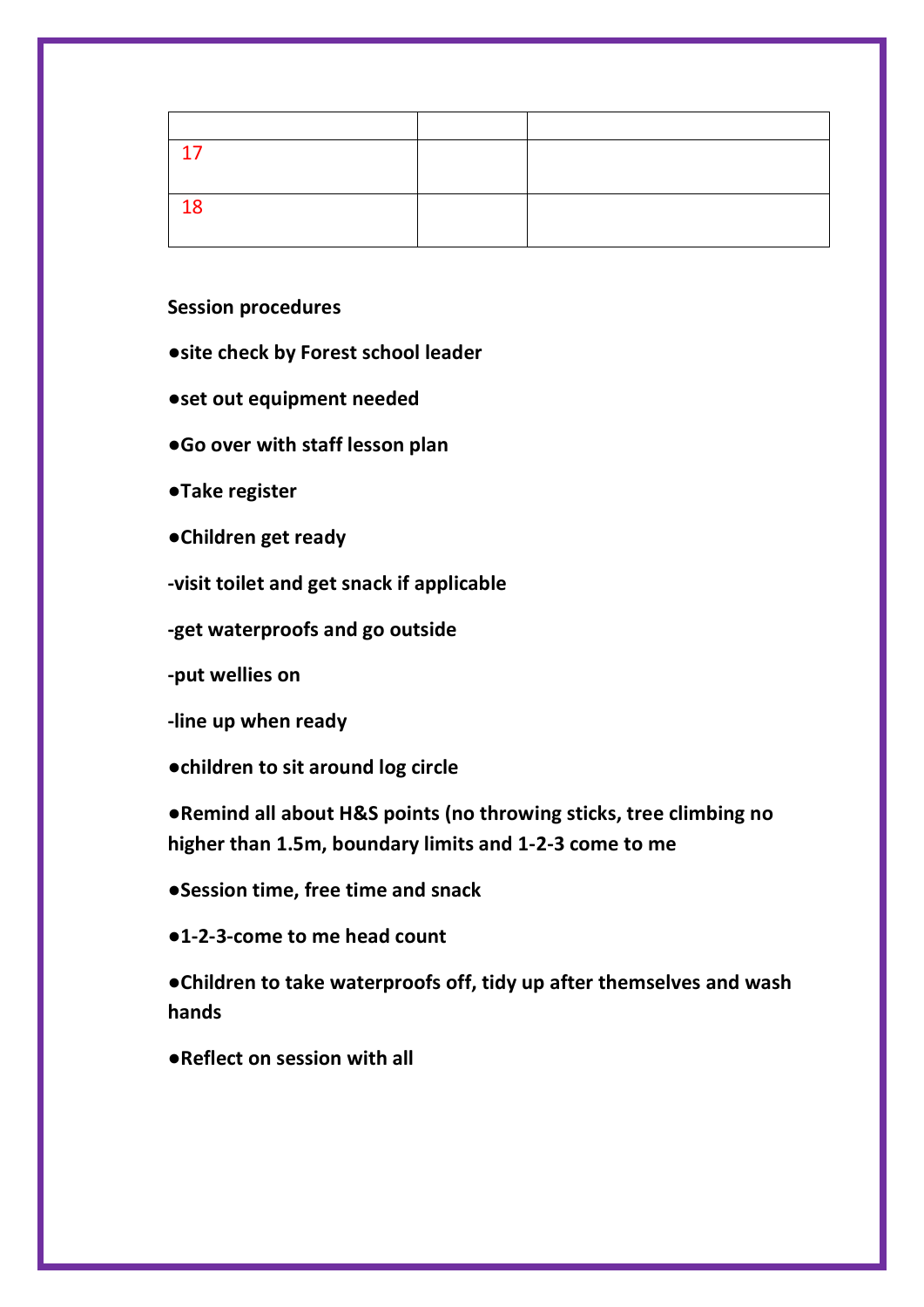| | | |
|---|---|---|
| 17 | | |
| 18 | | |

**Session procedures**

**●site check by Forest school leader**

**●set out equipment needed**

**●Go over with staff lesson plan**

**●Take register**

**●Children get ready**

**-visit toilet and get snack if applicable**

**-get waterproofs and go outside**

**-put wellies on**

**-line up when ready**

**●children to sit around log circle**

**●Remind all about H&S points (no throwing sticks, tree climbing no higher than 1.5m, boundary limits and 1-2-3 come to me**

**●Session time, free time and snack**

**●1-2-3-come to me head count**

**●Children to take waterproofs off, tidy up after themselves and wash hands**

**●Reflect on session with all**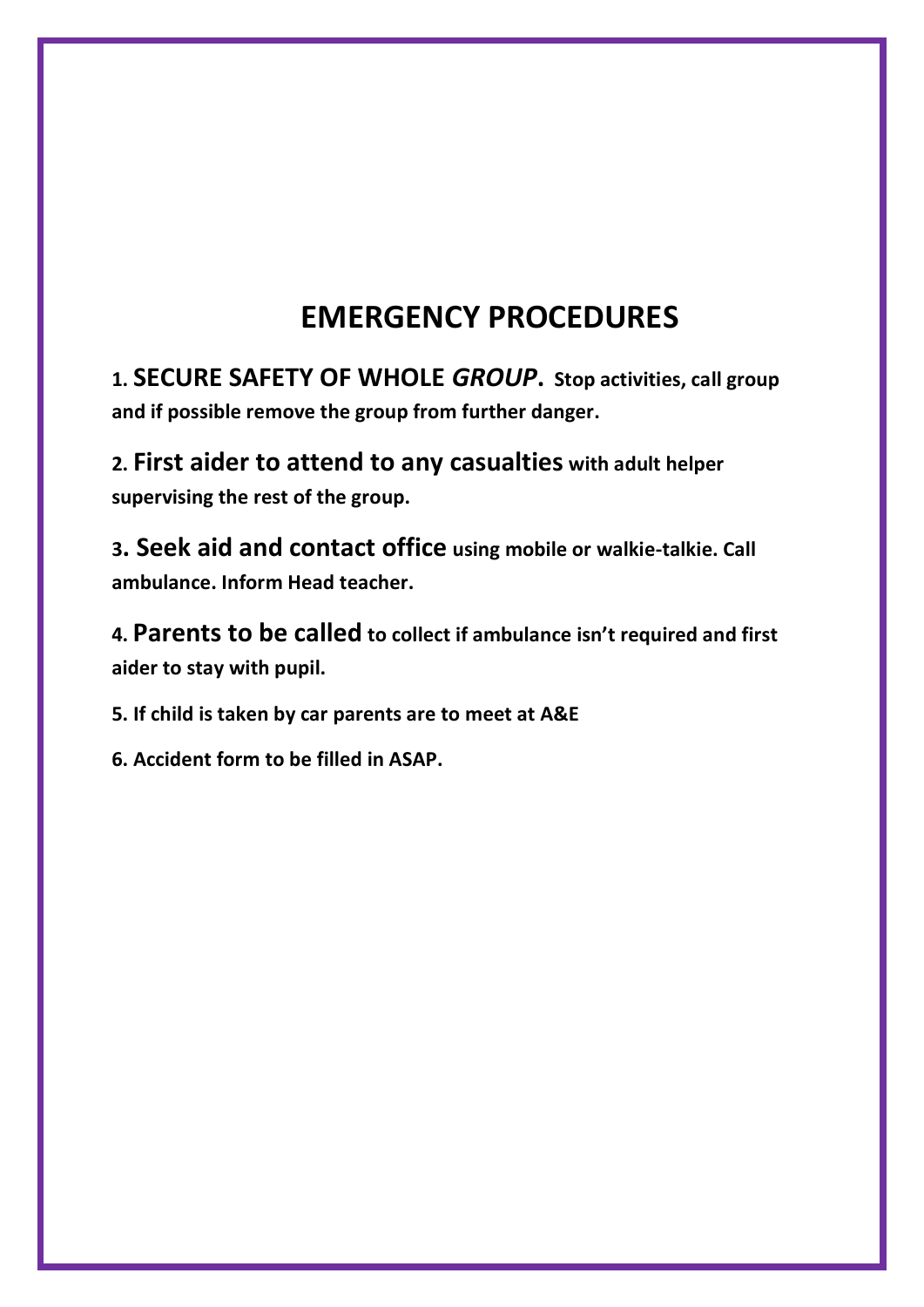# EMERGENCY PROCEDURES

**1. SECURE SAFETY OF WHOLE *GROUP*. Stop activities, call group and if possible remove the group from further danger.**

**2. First aider to attend to any casualties with adult helper supervising the rest of the group.**

**3. Seek aid and contact office using mobile or walkie-talkie. Call ambulance. Inform Head teacher.**

**4. Parents to be called to collect if ambulance isn't required and first aider to stay with pupil.**

**5. If child is taken by car parents are to meet at A&E**

**6. Accident form to be filled in ASAP.**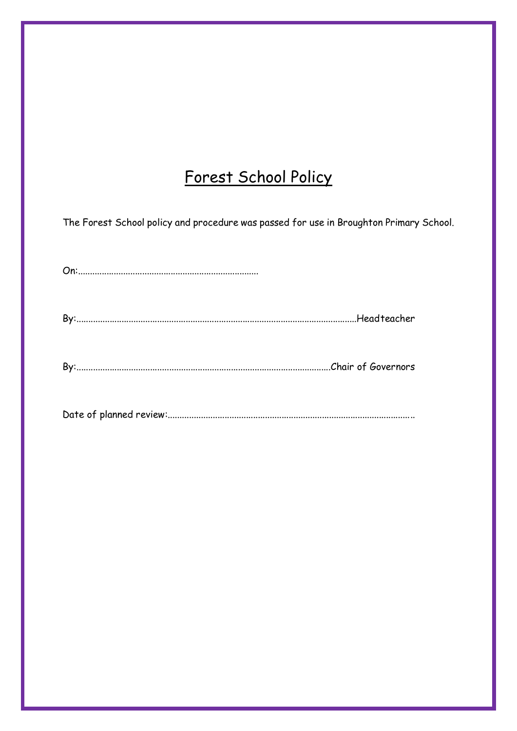# Forest School Policy

The Forest School policy and procedure was passed for use in Broughton Primary School.

On:………………………………………………………………

By:…………………………………………………………………………………………………Headteacher

By:……………………………………………………………………………………………Chair of Governors

Date of planned review:…………………………………………………………………………………………